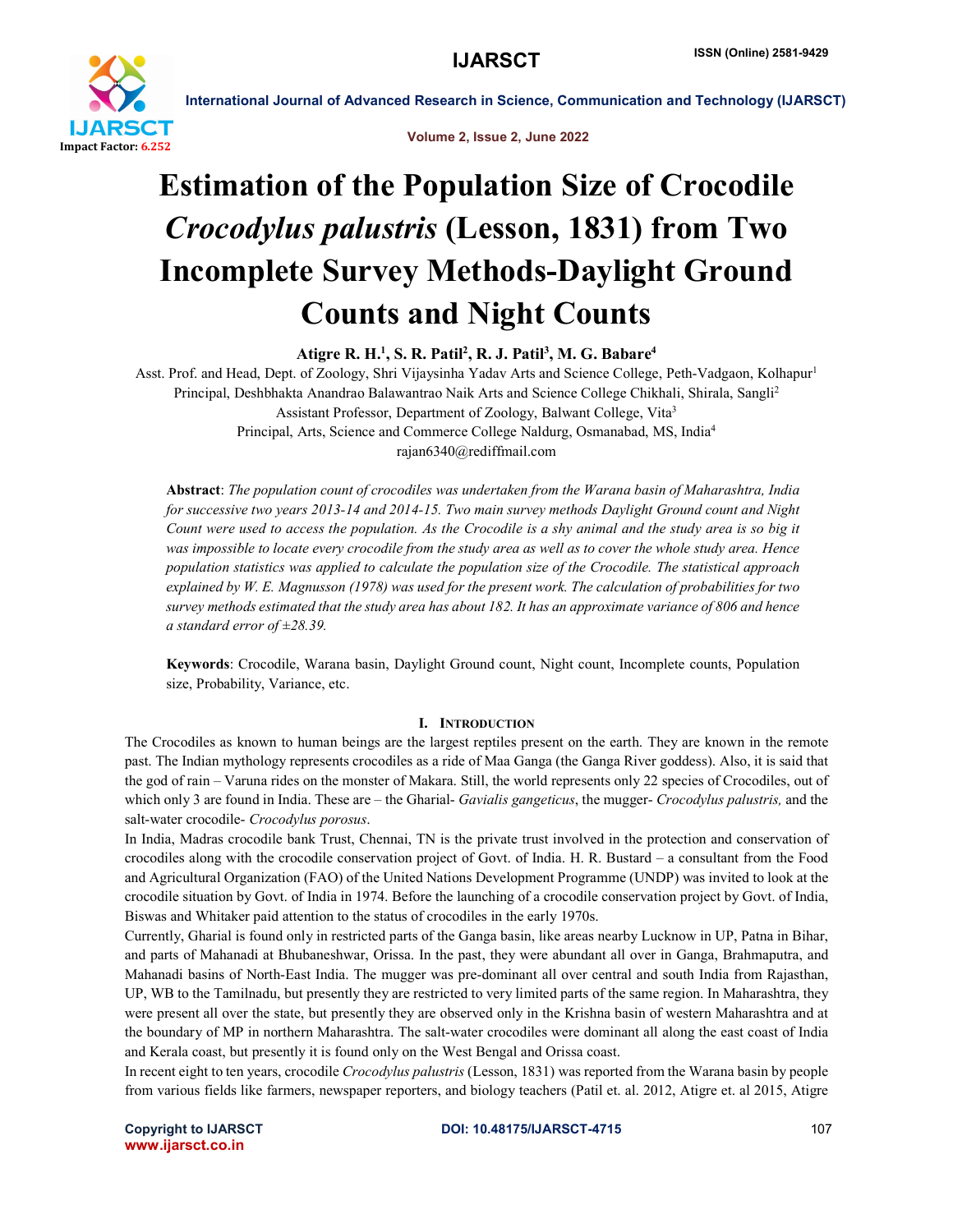# Estimation of the Population Size of Crocodile *Crocodylus palustris* (Lesson, 1831) from Two Incomplete Survey Methods-Daylight Ground Counts and Night Counts

**Atigre R. H.[1], S. R. Patil[2], R. J. Patil[3], M. G. Babare[4]**

Asst. Prof. and Head, Dept. of Zoology, Shri Vijaysinha Yadav Arts and Science College, Peth-Vadgaon, Kolhapur[1]
Principal, Deshbhakta Anandrao Balawantrao Naik Arts and Science College Chikhali, Shirala, Sangli[2]
Assistant Professor, Department of Zoology, Balwant College, Vita[3]
Principal, Arts, Science and Commerce College Naldurg, Osmanabad, MS, India[4]
rajan6340@rediffmail.com

**Abstract**: *The population count of crocodiles was undertaken from the Warana basin of Maharashtra, India for successive two years 2013-14 and 2014-15. Two main survey methods Daylight Ground count and Night Count were used to access the population. As the Crocodile is a shy animal and the study area is so big it was impossible to locate every crocodile from the study area as well as to cover the whole study area. Hence population statistics was applied to calculate the population size of the Crocodile. The statistical approach explained by W. E. Magnusson (1978) was used for the present work. The calculation of probabilities for two survey methods estimated that the study area has about 182. It has an approximate variance of 806 and hence a standard error of ±28.39.*

**Keywords**: Crocodile, Warana basin, Daylight Ground count, Night count, Incomplete counts, Population size, Probability, Variance, etc.

## I. Introduction

The Crocodiles as known to human beings are the largest reptiles present on the earth. They are known in the remote past. The Indian mythology represents crocodiles as a ride of Maa Ganga (the Ganga River goddess). Also, it is said that the god of rain – Varuna rides on the monster of Makara. Still, the world represents only 22 species of Crocodiles, out of which only 3 are found in India. These are – the Gharial- *Gavialis gangeticus*, the mugger- *Crocodylus palustris,* and the salt-water crocodile- *Crocodylus porosus*.

In India, Madras crocodile bank Trust, Chennai, TN is the private trust involved in the protection and conservation of crocodiles along with the crocodile conservation project of Govt. of India. H. R. Bustard – a consultant from the Food and Agricultural Organization (FAO) of the United Nations Development Programme (UNDP) was invited to look at the crocodile situation by Govt. of India in 1974. Before the launching of a crocodile conservation project by Govt. of India, Biswas and Whitaker paid attention to the status of crocodiles in the early 1970s.

Currently, Gharial is found only in restricted parts of the Ganga basin, like areas nearby Lucknow in UP, Patna in Bihar, and parts of Mahanadi at Bhubaneshwar, Orissa. In the past, they were abundant all over in Ganga, Brahmaputra, and Mahanadi basins of North-East India. The mugger was pre-dominant all over central and south India from Rajasthan, UP, WB to the Tamilnadu, but presently they are restricted to very limited parts of the same region. In Maharashtra, they were present all over the state, but presently they are observed only in the Krishna basin of western Maharashtra and at the boundary of MP in northern Maharashtra. The salt-water crocodiles were dominant all along the east coast of India and Kerala coast, but presently it is found only on the West Bengal and Orissa coast.

In recent eight to ten years, crocodile *Crocodylus palustris* (Lesson, 1831) was reported from the Warana basin by people from various fields like farmers, newspaper reporters, and biology teachers (Patil et. al. 2012, Atigre et. al 2015, Atigre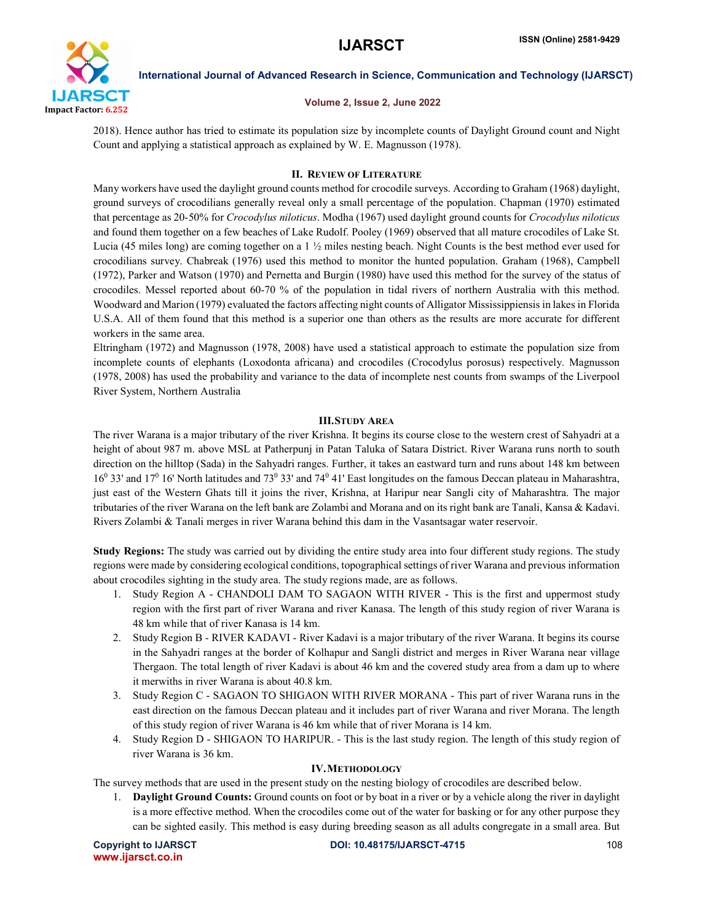2018). Hence author has tried to estimate its population size by incomplete counts of Daylight Ground count and Night Count and applying a statistical approach as explained by W. E. Magnusson (1978).

## II. Review of Literature

Many workers have used the daylight ground counts method for crocodile surveys. According to Graham (1968) daylight, ground surveys of crocodilians generally reveal only a small percentage of the population. Chapman (1970) estimated that percentage as 20-50% for *Crocodylus niloticus*. Modha (1967) used daylight ground counts for *Crocodylus niloticus* and found them together on a few beaches of Lake Rudolf. Pooley (1969) observed that all mature crocodiles of Lake St. Lucia (45 miles long) are coming together on a 1 ½ miles nesting beach. Night Counts is the best method ever used for crocodilians survey. Chabreak (1976) used this method to monitor the hunted population. Graham (1968), Campbell (1972), Parker and Watson (1970) and Pernetta and Burgin (1980) have used this method for the survey of the status of crocodiles. Messel reported about 60-70 % of the population in tidal rivers of northern Australia with this method. Woodward and Marion (1979) evaluated the factors affecting night counts of Alligator Mississippiensis in lakes in Florida U.S.A. All of them found that this method is a superior one than others as the results are more accurate for different workers in the same area.

Eltringham (1972) and Magnusson (1978, 2008) have used a statistical approach to estimate the population size from incomplete counts of elephants (Loxodonta africana) and crocodiles (Crocodylus porosus) respectively. Magnusson (1978, 2008) has used the probability and variance to the data of incomplete nest counts from swamps of the Liverpool River System, Northern Australia

## III. Study Area

The river Warana is a major tributary of the river Krishna. It begins its course close to the western crest of Sahyadri at a height of about 987 m. above MSL at Patherpunj in Patan Taluka of Satara District. River Warana runs north to south direction on the hilltop (Sada) in the Sahyadri ranges. Further, it takes an eastward turn and runs about 148 km between $16^0$ 33' and $17^0$ 16' North latitudes and $73^0$ 33' and $74^0$ 41' East longitudes on the famous Deccan plateau in Maharashtra, just east of the Western Ghats till it joins the river, Krishna, at Haripur near Sangli city of Maharashtra. The major tributaries of the river Warana on the left bank are Zolambi and Morana and on its right bank are Tanali, Kansa & Kadavi. Rivers Zolambi & Tanali merges in river Warana behind this dam in the Vasantsagar water reservoir.

**Study Regions:** The study was carried out by dividing the entire study area into four different study regions. The study regions were made by considering ecological conditions, topographical settings of river Warana and previous information about crocodiles sighting in the study area. The study regions made, are as follows.

1. Study Region A - CHANDOLI DAM TO SAGAON WITH RIVER - This is the first and uppermost study region with the first part of river Warana and river Kanasa. The length of this study region of river Warana is 48 km while that of river Kanasa is 14 km.
2. Study Region B - RIVER KADAVI - River Kadavi is a major tributary of the river Warana. It begins its course in the Sahyadri ranges at the border of Kolhapur and Sangli district and merges in River Warana near village Thergaon. The total length of river Kadavi is about 46 km and the covered study area from a dam up to where it merwiths in river Warana is about 40.8 km.
3. Study Region C - SAGAON TO SHIGAON WITH RIVER MORANA - This part of river Warana runs in the east direction on the famous Deccan plateau and it includes part of river Warana and river Morana. The length of this study region of river Warana is 46 km while that of river Morana is 14 km.
4. Study Region D - SHIGAON TO HARIPUR. - This is the last study region. The length of this study region of river Warana is 36 km.

## IV. Methodology

The survey methods that are used in the present study on the nesting biology of crocodiles are described below.

1. **Daylight Ground Counts:** Ground counts on foot or by boat in a river or by a vehicle along the river in daylight is a more effective method. When the crocodiles come out of the water for basking or for any other purpose they can be sighted easily. This method is easy during breeding season as all adults congregate in a small area. But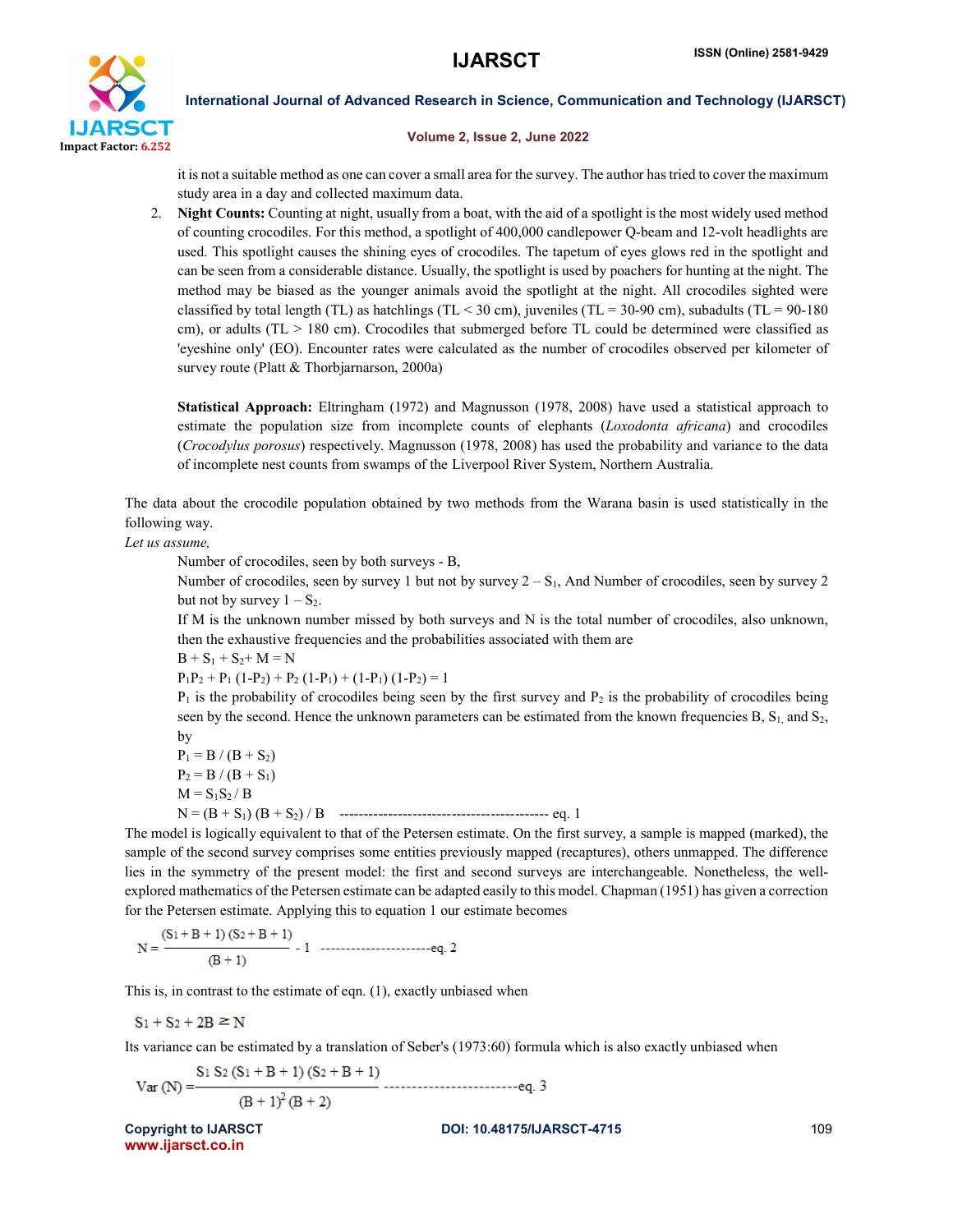it is not a suitable method as one can cover a small area for the survey. The author has tried to cover the maximum study area in a day and collected maximum data.

2. **Night Counts:** Counting at night, usually from a boat, with the aid of a spotlight is the most widely used method of counting crocodiles. For this method, a spotlight of 400,000 candlepower Q-beam and 12-volt headlights are used. This spotlight causes the shining eyes of crocodiles. The tapetum of eyes glows red in the spotlight and can be seen from a considerable distance. Usually, the spotlight is used by poachers for hunting at the night. The method may be biased as the younger animals avoid the spotlight at the night. All crocodiles sighted were classified by total length (TL) as hatchlings (TL < 30 cm), juveniles (TL = 30-90 cm), subadults (TL = 90-180 cm), or adults (TL > 180 cm). Crocodiles that submerged before TL could be determined were classified as 'eyeshine only' (EO). Encounter rates were calculated as the number of crocodiles observed per kilometer of survey route (Platt & Thorbjarnarson, 2000a)

   **Statistical Approach:** Eltringham (1972) and Magnusson (1978, 2008) have used a statistical approach to estimate the population size from incomplete counts of elephants (*Loxodonta africana*) and crocodiles (*Crocodylus porosus*) respectively. Magnusson (1978, 2008) has used the probability and variance to the data of incomplete nest counts from swamps of the Liverpool River System, Northern Australia.

The data about the crocodile population obtained by two methods from the Warana basin is used statistically in the following way.

*Let us assume,*

Number of crocodiles, seen by both surveys - B,

Number of crocodiles, seen by survey 1 but not by survey 2 – $S_1$, And Number of crocodiles, seen by survey 2 but not by survey 1 – $S_2$.

If M is the unknown number missed by both surveys and N is the total number of crocodiles, also unknown, then the exhaustive frequencies and the probabilities associated with them are

$$B + S_1 + S_2 + M = N$$

$$P_1P_2 + P_1(1-P_2) + P_2(1-P_1) + (1-P_1)(1-P_2) = 1$$

$P_1$ is the probability of crocodiles being seen by the first survey and $P_2$ is the probability of crocodiles being seen by the second. Hence the unknown parameters can be estimated from the known frequencies B, $S_1$, and $S_2$, by

$$P_1 = B / (B + S_2)$$

$$P_2 = B / (B + S_1)$$

$$M = S_1S_2 / B$$

$$N = (B + S_1)(B + S_2) / B \quad \text{------- eq. 1}$$

The model is logically equivalent to that of the Petersen estimate. On the first survey, a sample is mapped (marked), the sample of the second survey comprises some entities previously mapped (recaptures), others unmapped. The difference lies in the symmetry of the present model: the first and second surveys are interchangeable. Nonetheless, the well-explored mathematics of the Petersen estimate can be adapted easily to this model. Chapman (1951) has given a correction for the Petersen estimate. Applying this to equation 1 our estimate becomes

$$N = \frac{(S_1 + B + 1)(S_2 + B + 1)}{(B + 1)} - 1 \quad \text{------- eq. 2}$$

This is, in contrast to the estimate of eqn. (1), exactly unbiased when

$$S_1 + S_2 + 2B \geq N$$

Its variance can be estimated by a translation of Seber's (1973:60) formula which is also exactly unbiased when

$$Var(N) = \frac{S_1 S_2 (S_1 + B + 1)(S_2 + B + 1)}{(B + 1)^2 (B + 2)} \quad \text{------- eq. 3}$$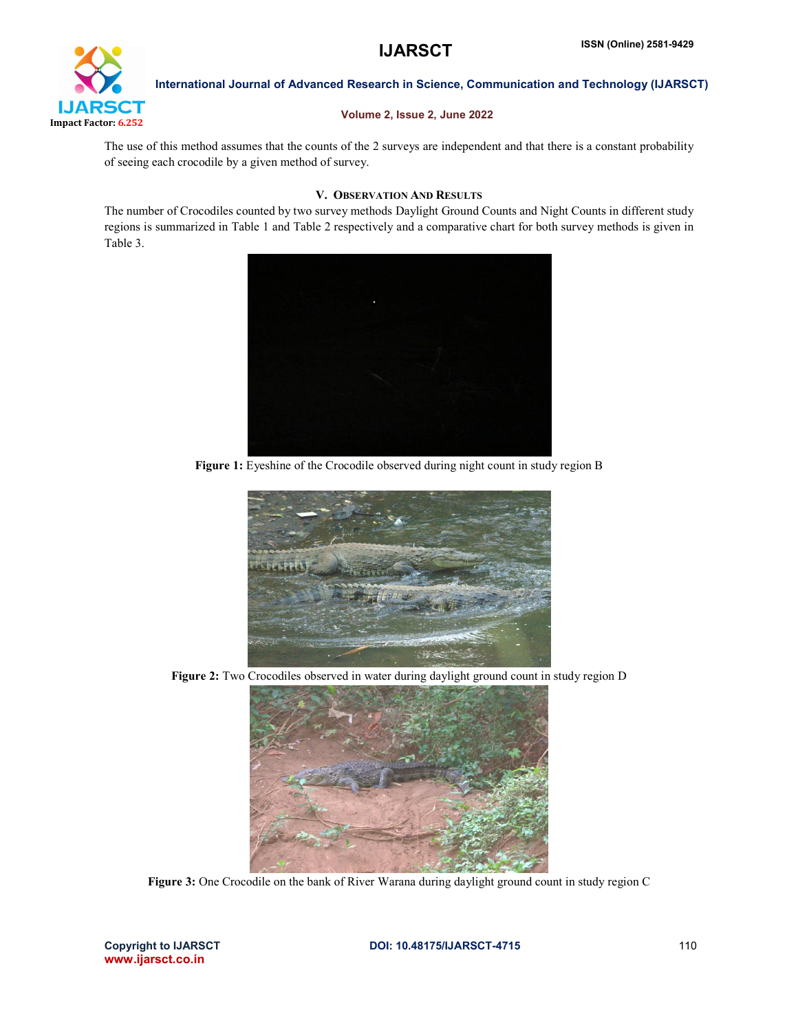The use of this method assumes that the counts of the 2 surveys are independent and that there is a constant probability of seeing each crocodile by a given method of survey.

## V. Observation And Results

The number of Crocodiles counted by two survey methods Daylight Ground Counts and Night Counts in different study regions is summarized in Table 1 and Table 2 respectively and a comparative chart for both survey methods is given in Table 3.

**Figure 1:** Eyeshine of the Crocodile observed during night count in study region B

**Figure 2:** Two Crocodiles observed in water during daylight ground count in study region D

**Figure 3:** One Crocodile on the bank of River Warana during daylight ground count in study region C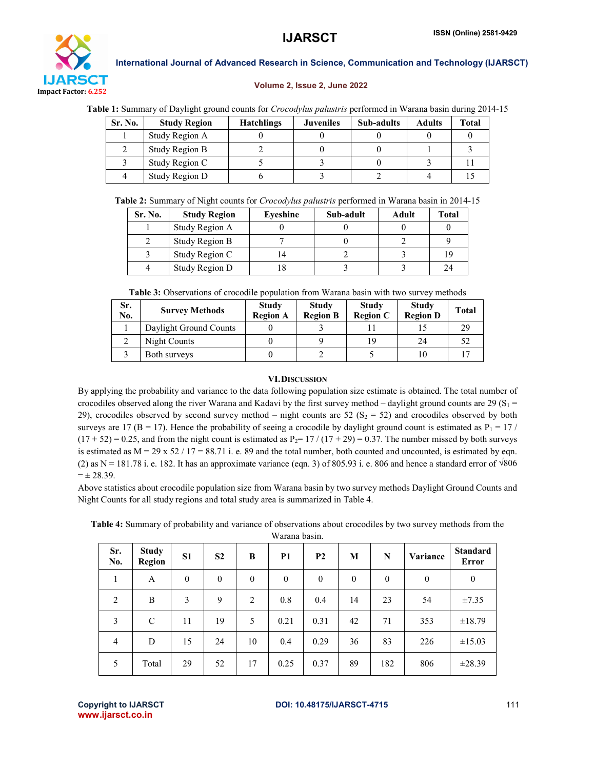**Table 1:** Summary of Daylight ground counts for *Crocodylus palustris* performed in Warana basin during 2014-15

| Sr. No. | Study Region | Hatchlings | Juveniles | Sub-adults | Adults | Total |
|---|---|---|---|---|---|---|
| 1 | Study Region A | 0 | 0 | 0 | 0 | 0 |
| 2 | Study Region B | 2 | 0 | 0 | 1 | 3 |
| 3 | Study Region C | 5 | 3 | 0 | 3 | 11 |
| 4 | Study Region D | 6 | 3 | 2 | 4 | 15 |

**Table 2:** Summary of Night counts for *Crocodylus palustris* performed in Warana basin in 2014-15

| Sr. No. | Study Region | Eyeshine | Sub-adult | Adult | Total |
|---|---|---|---|---|---|
| 1 | Study Region A | 0 | 0 | 0 | 0 |
| 2 | Study Region B | 7 | 0 | 2 | 9 |
| 3 | Study Region C | 14 | 2 | 3 | 19 |
| 4 | Study Region D | 18 | 3 | 3 | 24 |

**Table 3:** Observations of crocodile population from Warana basin with two survey methods

| Sr. No. | Survey Methods | Study Region A | Study Region B | Study Region C | Study Region D | Total |
|---|---|---|---|---|---|---|
| 1 | Daylight Ground Counts | 0 | 3 | 11 | 15 | 29 |
| 2 | Night Counts | 0 | 9 | 19 | 24 | 52 |
| 3 | Both surveys | 0 | 2 | 5 | 10 | 17 |

## VI. Discussion

By applying the probability and variance to the data following population size estimate is obtained. The total number of crocodiles observed along the river Warana and Kadavi by the first survey method – daylight ground counts are 29 ($S_1$ = 29), crocodiles observed by second survey method – night counts are 52 ($S_2$ = 52) and crocodiles observed by both surveys are 17 (B = 17). Hence the probability of seeing a crocodile by daylight ground count is estimated as $P_1 = 17 / (17 + 52) = 0.25$, and from the night count is estimated as $P_2 = 17 / (17 + 29) = 0.37$. The number missed by both surveys is estimated as $M = 29 \times 52 / 17 = 88.71$ i. e. 89 and the total number, both counted and uncounted, is estimated by eqn. (2) as N = 181.78 i. e. 182. It has an approximate variance (eqn. 3) of 805.93 i. e. 806 and hence a standard error of $\sqrt{806} = \pm 28.39$.

Above statistics about crocodile population size from Warana basin by two survey methods Daylight Ground Counts and Night Counts for all study regions and total study area is summarized in Table 4.

**Table 4:** Summary of probability and variance of observations about crocodiles by two survey methods from the Warana basin.

| Sr. No. | Study Region | S1 | S2 | B | P1 | P2 | M | N | Variance | Standard Error |
|---|---|---|---|---|---|---|---|---|---|---|
| 1 | A | 0 | 0 | 0 | 0 | 0 | 0 | 0 | 0 | 0 |
| 2 | B | 3 | 9 | 2 | 0.8 | 0.4 | 14 | 23 | 54 | ±7.35 |
| 3 | C | 11 | 19 | 5 | 0.21 | 0.31 | 42 | 71 | 353 | ±18.79 |
| 4 | D | 15 | 24 | 10 | 0.4 | 0.29 | 36 | 83 | 226 | ±15.03 |
| 5 | Total | 29 | 52 | 17 | 0.25 | 0.37 | 89 | 182 | 806 | ±28.39 |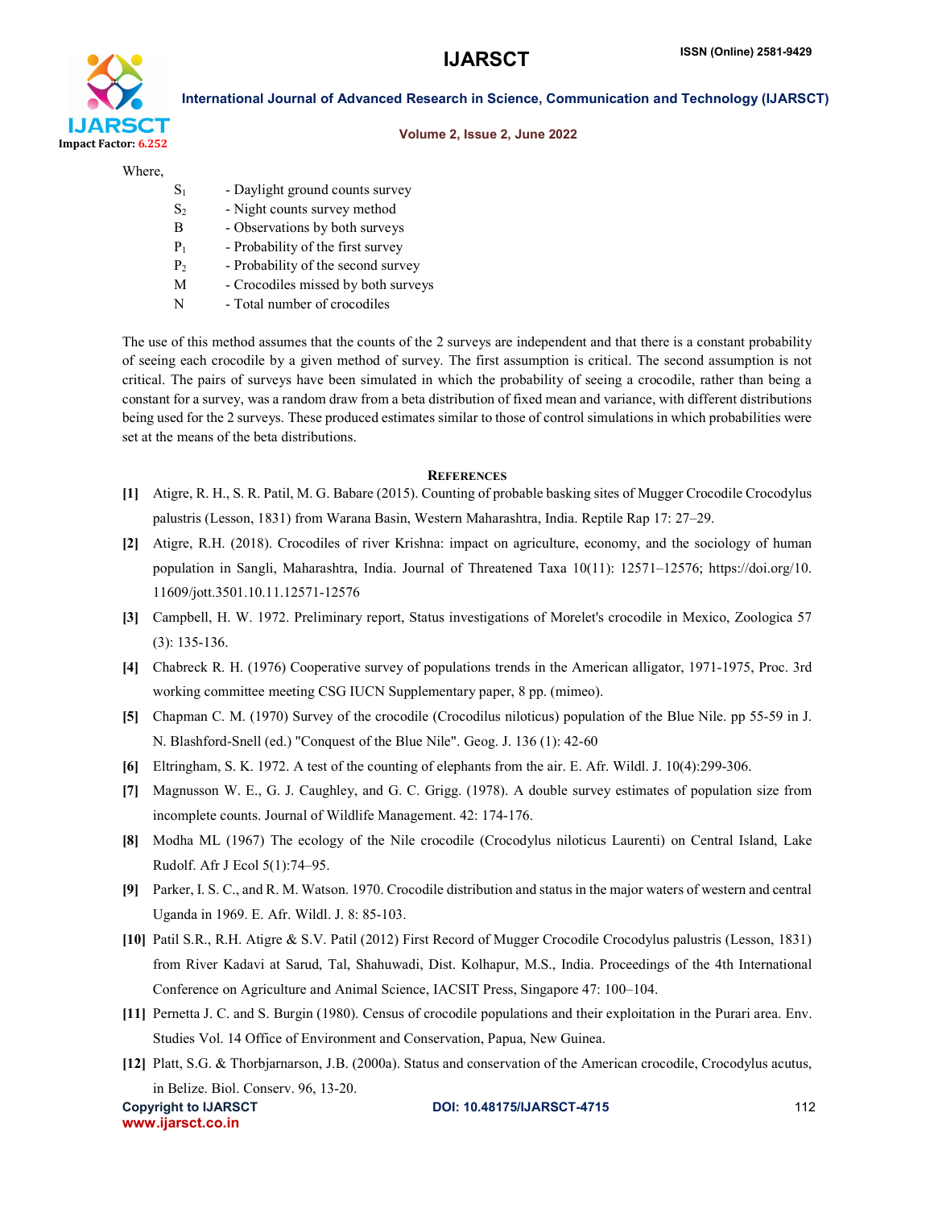Where,

- $S_1$ - Daylight ground counts survey
- $S_2$ - Night counts survey method
- B - Observations by both surveys
- $P_1$ - Probability of the first survey
- $P_2$ - Probability of the second survey
- M - Crocodiles missed by both surveys
- N - Total number of crocodiles

The use of this method assumes that the counts of the 2 surveys are independent and that there is a constant probability of seeing each crocodile by a given method of survey. The first assumption is critical. The second assumption is not critical. The pairs of surveys have been simulated in which the probability of seeing a crocodile, rather than being a constant for a survey, was a random draw from a beta distribution of fixed mean and variance, with different distributions being used for the 2 surveys. These produced estimates similar to those of control simulations in which probabilities were set at the means of the beta distributions.

## References

[1] Atigre, R. H., S. R. Patil, M. G. Babare (2015). Counting of probable basking sites of Mugger Crocodile Crocodylus palustris (Lesson, 1831) from Warana Basin, Western Maharashtra, India. Reptile Rap 17: 27–29.

[2] Atigre, R.H. (2018). Crocodiles of river Krishna: impact on agriculture, economy, and the sociology of human population in Sangli, Maharashtra, India. Journal of Threatened Taxa 10(11): 12571–12576; https://doi.org/10.11609/jott.3501.10.11.12571-12576

[3] Campbell, H. W. 1972. Preliminary report, Status investigations of Morelet's crocodile in Mexico, Zoologica 57 (3): 135-136.

[4] Chabreck R. H. (1976) Cooperative survey of populations trends in the American alligator, 1971-1975, Proc. 3rd working committee meeting CSG IUCN Supplementary paper, 8 pp. (mimeo).

[5] Chapman C. M. (1970) Survey of the crocodile (Crocodilus niloticus) population of the Blue Nile. pp 55-59 in J. N. Blashford-Snell (ed.) "Conquest of the Blue Nile". Geog. J. 136 (1): 42-60

[6] Eltringham, S. K. 1972. A test of the counting of elephants from the air. E. Afr. Wildl. J. 10(4):299-306.

[7] Magnusson W. E., G. J. Caughley, and G. C. Grigg. (1978). A double survey estimates of population size from incomplete counts. Journal of Wildlife Management. 42: 174-176.

[8] Modha ML (1967) The ecology of the Nile crocodile (Crocodylus niloticus Laurenti) on Central Island, Lake Rudolf. Afr J Ecol 5(1):74–95.

[9] Parker, I. S. C., and R. M. Watson. 1970. Crocodile distribution and status in the major waters of western and central Uganda in 1969. E. Afr. Wildl. J. 8: 85-103.

[10] Patil S.R., R.H. Atigre & S.V. Patil (2012) First Record of Mugger Crocodile Crocodylus palustris (Lesson, 1831) from River Kadavi at Sarud, Tal, Shahuwadi, Dist. Kolhapur, M.S., India. Proceedings of the 4th International Conference on Agriculture and Animal Science, IACSIT Press, Singapore 47: 100–104.

[11] Pernetta J. C. and S. Burgin (1980). Census of crocodile populations and their exploitation in the Purari area. Env. Studies Vol. 14 Office of Environment and Conservation, Papua, New Guinea.

[12] Platt, S.G. & Thorbjarnarson, J.B. (2000a). Status and conservation of the American crocodile, Crocodylus acutus, in Belize. Biol. Conserv. 96, 13-20.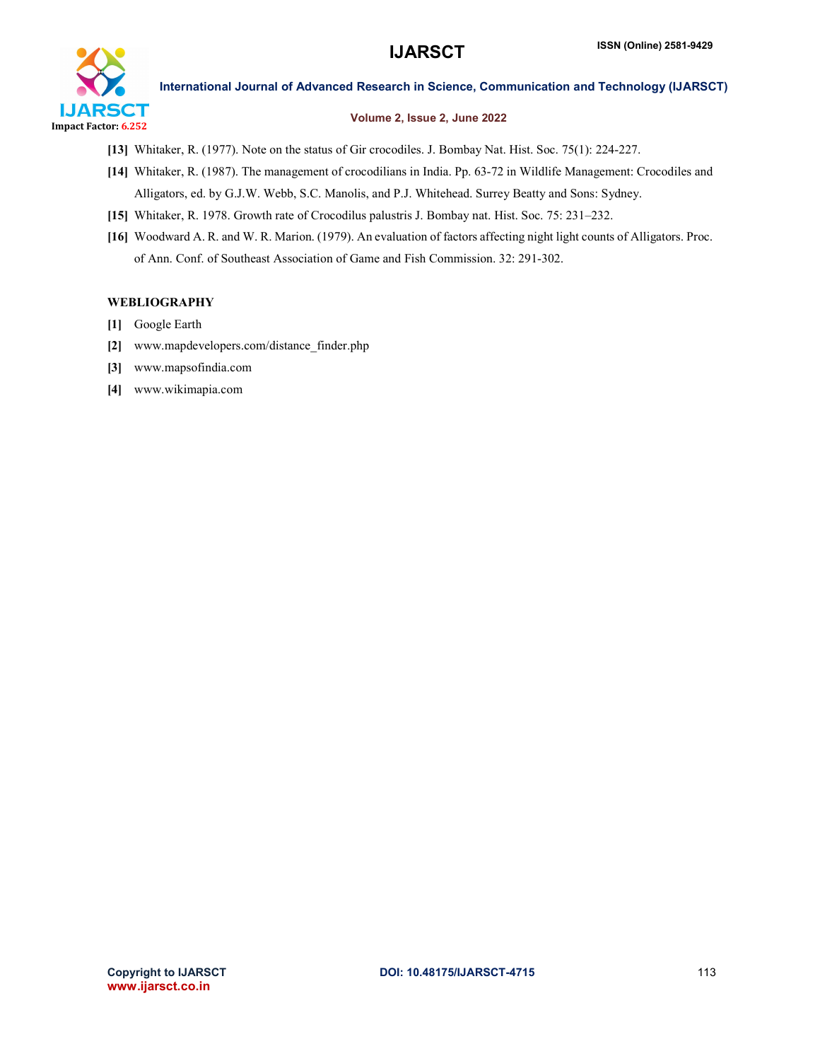**[13]** Whitaker, R. (1977). Note on the status of Gir crocodiles. J. Bombay Nat. Hist. Soc. 75(1): 224-227.

**[14]** Whitaker, R. (1987). The management of crocodilians in India. Pp. 63-72 in Wildlife Management: Crocodiles and Alligators, ed. by G.J.W. Webb, S.C. Manolis, and P.J. Whitehead. Surrey Beatty and Sons: Sydney.

**[15]** Whitaker, R. 1978. Growth rate of Crocodilus palustris J. Bombay nat. Hist. Soc. 75: 231–232.

**[16]** Woodward A. R. and W. R. Marion. (1979). An evaluation of factors affecting night light counts of Alligators. Proc. of Ann. Conf. of Southeast Association of Game and Fish Commission. 32: 291-302.

## WEBLIOGRAPHY

**[1]** Google Earth

**[2]** www.mapdevelopers.com/distance_finder.php

**[3]** www.mapsofindia.com

**[4]** www.wikimapia.com